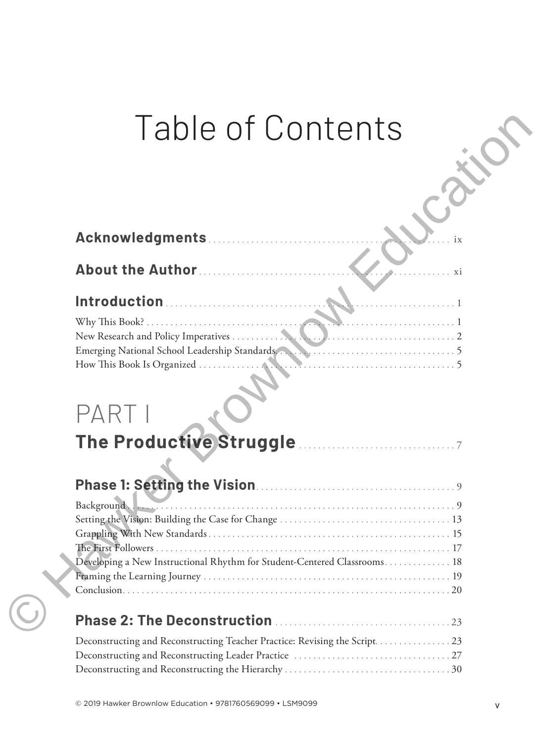# Table of Contents

**Acknowledgments** ........ ix

**About the Author** ........ xi

**Introduction** ........ 1

Why This Book? ........ 1
New Research and Policy Imperatives ........ 2
Emerging National School Leadership Standards ........ 5
How This Book Is Organized ........ 5

# PART I
# The Productive Struggle ........ 7

## Phase 1: Setting the Vision ........ 9

Background ........ 9
Setting the Vision: Building the Case for Change ........ 13
Grappling With New Standards ........ 15
The First Followers ........ 17
Developing a New Instructional Rhythm for Student-Centered Classrooms ........ 18
Framing the Learning Journey ........ 19
Conclusion ........ 20

## Phase 2: The Deconstruction ........ 23

Deconstructing and Reconstructing Teacher Practice: Revising the Script ........ 23
Deconstructing and Reconstructing Leader Practice ........ 27
Deconstructing and Reconstructing the Hierarchy ........ 30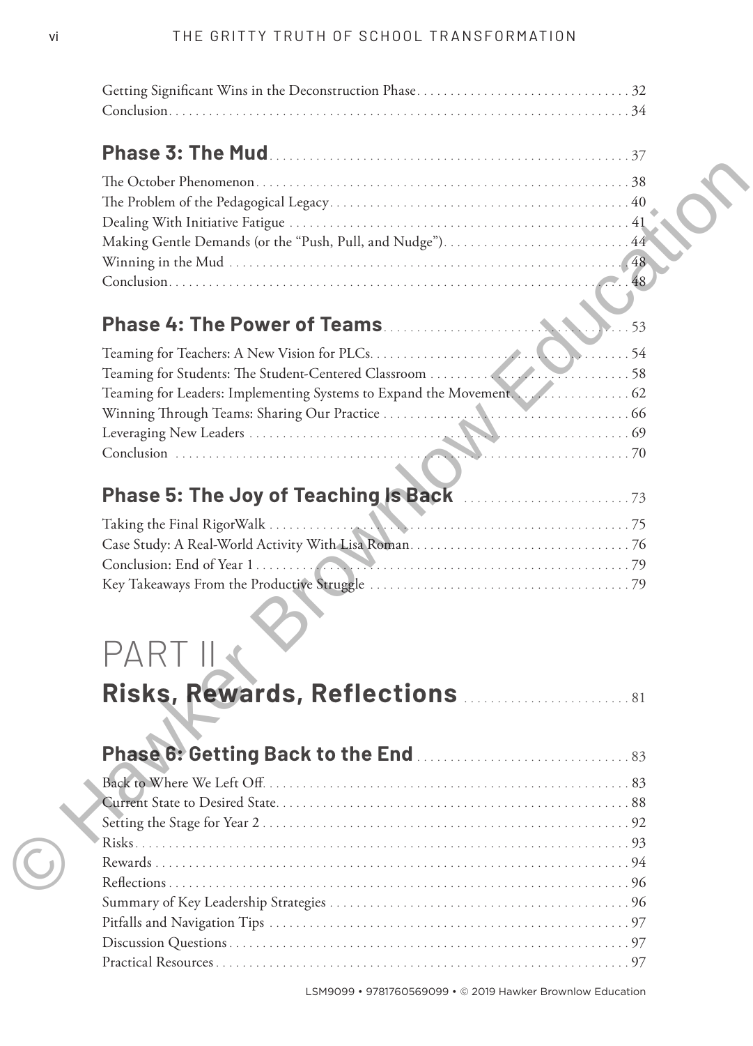Getting Significant Wins in the Deconstruction Phase . . . . . . . . . . . . . . . . . . . . . . . . . . . . . . . . 32
Conclusion . . . . . . . . . . . . . . . . . . . . . . . . . . . . . . . . . . . . . . . . . . . . . . . . . . . . . . . . . . . . . . . . . . . . . 34

## Phase 3: The Mud . . . . . . . . . . . . . . . . . . . . . . . . . . . . . . . . . . . . . . . . . . . . . . . . . . . . . 37

The October Phenomenon . . . . . . . . . . . . . . . . . . . . . . . . . . . . . . . . . . . . . . . . . . . . . . . . . . . . . . . 38
The Problem of the Pedagogical Legacy . . . . . . . . . . . . . . . . . . . . . . . . . . . . . . . . . . . . . . . . . . . . 40
Dealing With Initiative Fatigue . . . . . . . . . . . . . . . . . . . . . . . . . . . . . . . . . . . . . . . . . . . . . . . . . . . 41
Making Gentle Demands (or the "Push, Pull, and Nudge") . . . . . . . . . . . . . . . . . . . . . . . . . . . . . 44
Winning in the Mud . . . . . . . . . . . . . . . . . . . . . . . . . . . . . . . . . . . . . . . . . . . . . . . . . . . . . . . . . . . . 48
Conclusion . . . . . . . . . . . . . . . . . . . . . . . . . . . . . . . . . . . . . . . . . . . . . . . . . . . . . . . . . . . . . . . . . . . . . 48

## Phase 4: The Power of Teams . . . . . . . . . . . . . . . . . . . . . . . . . . . . . . . . . . . . . . . . . . . 53

Teaming for Teachers: A New Vision for PLCs . . . . . . . . . . . . . . . . . . . . . . . . . . . . . . . . . . . . . . . 54
Teaming for Students: The Student-Centered Classroom . . . . . . . . . . . . . . . . . . . . . . . . . . . . . . 58
Teaming for Leaders: Implementing Systems to Expand the Movement . . . . . . . . . . . . . . . . . 62
Winning Through Teams: Sharing Our Practice . . . . . . . . . . . . . . . . . . . . . . . . . . . . . . . . . . . . . 66
Leveraging New Leaders . . . . . . . . . . . . . . . . . . . . . . . . . . . . . . . . . . . . . . . . . . . . . . . . . . . . . . . . . 69
Conclusion . . . . . . . . . . . . . . . . . . . . . . . . . . . . . . . . . . . . . . . . . . . . . . . . . . . . . . . . . . . . . . . . . . . . . 70

## Phase 5: The Joy of Teaching Is Back . . . . . . . . . . . . . . . . . . . . . . . . . 73

Taking the Final RigorWalk . . . . . . . . . . . . . . . . . . . . . . . . . . . . . . . . . . . . . . . . . . . . . . . . . . . . . . . 75
Case Study: A Real-World Activity With Lisa Roman . . . . . . . . . . . . . . . . . . . . . . . . . . . . . . . . . 76
Conclusion: End of Year 1 . . . . . . . . . . . . . . . . . . . . . . . . . . . . . . . . . . . . . . . . . . . . . . . . . . . . . . . . 79
Key Takeaways From the Productive Struggle . . . . . . . . . . . . . . . . . . . . . . . . . . . . . . . . . . . . . . . 79

# PART II
# Risks, Rewards, Reflections . . . . . . . . . . . . . . . . . . . . . . . . . 81

## Phase 6: Getting Back to the End . . . . . . . . . . . . . . . . . . . . . . . . . . . . . . . . 83

Back to Where We Left Off . . . . . . . . . . . . . . . . . . . . . . . . . . . . . . . . . . . . . . . . . . . . . . . . . . . . . . . 83
Current State to Desired State . . . . . . . . . . . . . . . . . . . . . . . . . . . . . . . . . . . . . . . . . . . . . . . . . . . . . 88
Setting the Stage for Year 2 . . . . . . . . . . . . . . . . . . . . . . . . . . . . . . . . . . . . . . . . . . . . . . . . . . . . . . . 92
Risks . . . . . . . . . . . . . . . . . . . . . . . . . . . . . . . . . . . . . . . . . . . . . . . . . . . . . . . . . . . . . . . . . . . . . . . . . . . 93
Rewards . . . . . . . . . . . . . . . . . . . . . . . . . . . . . . . . . . . . . . . . . . . . . . . . . . . . . . . . . . . . . . . . . . . . . . . 94
Reflections . . . . . . . . . . . . . . . . . . . . . . . . . . . . . . . . . . . . . . . . . . . . . . . . . . . . . . . . . . . . . . . . . . . . . 96
Summary of Key Leadership Strategies . . . . . . . . . . . . . . . . . . . . . . . . . . . . . . . . . . . . . . . . . . . . . 96
Pitfalls and Navigation Tips . . . . . . . . . . . . . . . . . . . . . . . . . . . . . . . . . . . . . . . . . . . . . . . . . . . . . . . 97
Discussion Questions . . . . . . . . . . . . . . . . . . . . . . . . . . . . . . . . . . . . . . . . . . . . . . . . . . . . . . . . . . . . 97
Practical Resources . . . . . . . . . . . . . . . . . . . . . . . . . . . . . . . . . . . . . . . . . . . . . . . . . . . . . . . . . . . . . . 97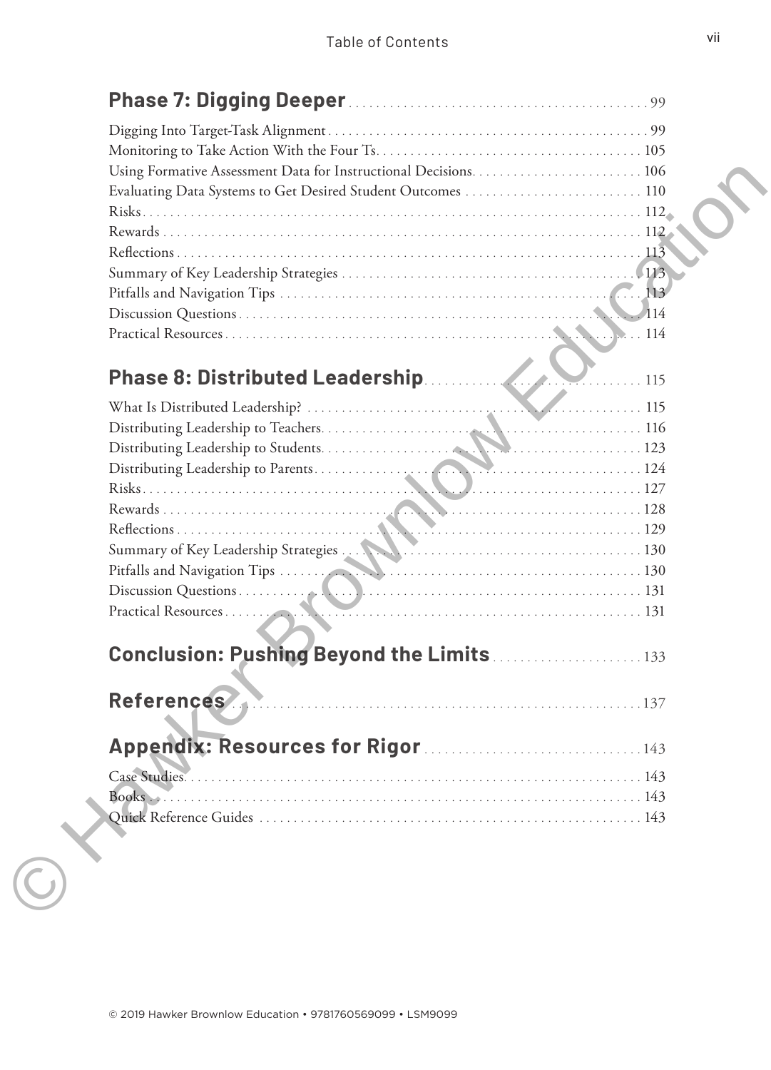## Phase 7: Digging Deeper ........ 99

Digging Into Target-Task Alignment ........ 99
Monitoring to Take Action With the Four Ts ........ 105
Using Formative Assessment Data for Instructional Decisions ........ 106
Evaluating Data Systems to Get Desired Student Outcomes ........ 110
Risks ........ 112
Rewards ........ 112
Reflections ........ 113
Summary of Key Leadership Strategies ........ 113
Pitfalls and Navigation Tips ........ 113
Discussion Questions ........ 114
Practical Resources ........ 114

## Phase 8: Distributed Leadership ........ 115

What Is Distributed Leadership? ........ 115
Distributing Leadership to Teachers ........ 116
Distributing Leadership to Students ........ 123
Distributing Leadership to Parents ........ 124
Risks ........ 127
Rewards ........ 128
Reflections ........ 129
Summary of Key Leadership Strategies ........ 130
Pitfalls and Navigation Tips ........ 130
Discussion Questions ........ 131
Practical Resources ........ 131

## Conclusion: Pushing Beyond the Limits ........ 133

## References ........ 137

## Appendix: Resources for Rigor ........ 143

Case Studies ........ 143
Books ........ 143
Quick Reference Guides ........ 143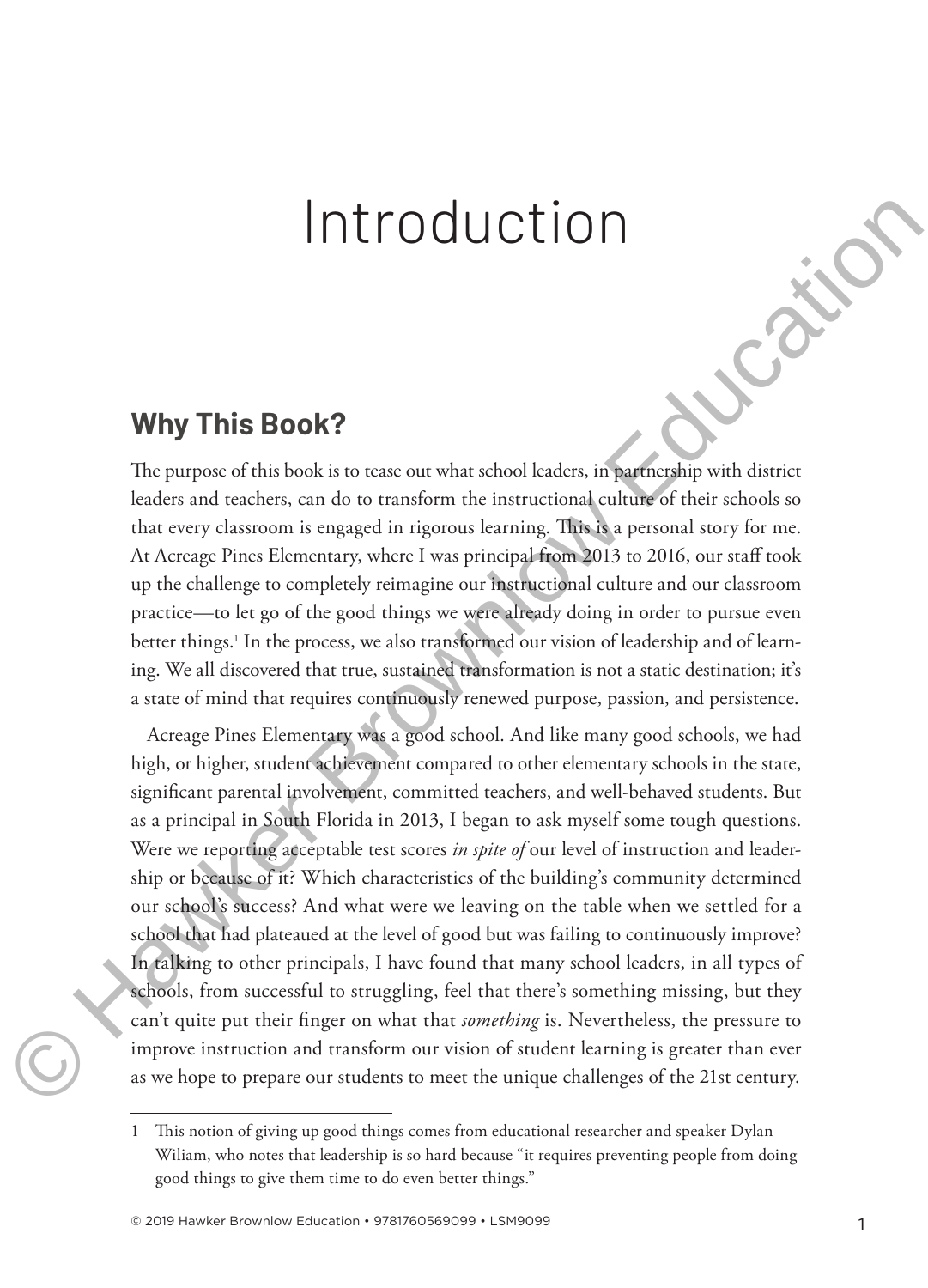# Introduction

## Why This Book?

The purpose of this book is to tease out what school leaders, in partnership with district leaders and teachers, can do to transform the instructional culture of their schools so that every classroom is engaged in rigorous learning. This is a personal story for me. At Acreage Pines Elementary, where I was principal from 2013 to 2016, our staff took up the challenge to completely reimagine our instructional culture and our classroom practice—to let go of the good things we were already doing in order to pursue even better things.[1] In the process, we also transformed our vision of leadership and of learning. We all discovered that true, sustained transformation is not a static destination; it's a state of mind that requires continuously renewed purpose, passion, and persistence.

Acreage Pines Elementary was a good school. And like many good schools, we had high, or higher, student achievement compared to other elementary schools in the state, significant parental involvement, committed teachers, and well-behaved students. But as a principal in South Florida in 2013, I began to ask myself some tough questions. Were we reporting acceptable test scores *in spite of* our level of instruction and leadership or because of it? Which characteristics of the building's community determined our school's success? And what were we leaving on the table when we settled for a school that had plateaued at the level of good but was failing to continuously improve? In talking to other principals, I have found that many school leaders, in all types of schools, from successful to struggling, feel that there's something missing, but they can't quite put their finger on what that *something* is. Nevertheless, the pressure to improve instruction and transform our vision of student learning is greater than ever as we hope to prepare our students to meet the unique challenges of the 21st century.

---

1 This notion of giving up good things comes from educational researcher and speaker Dylan Wiliam, who notes that leadership is so hard because "it requires preventing people from doing good things to give them time to do even better things."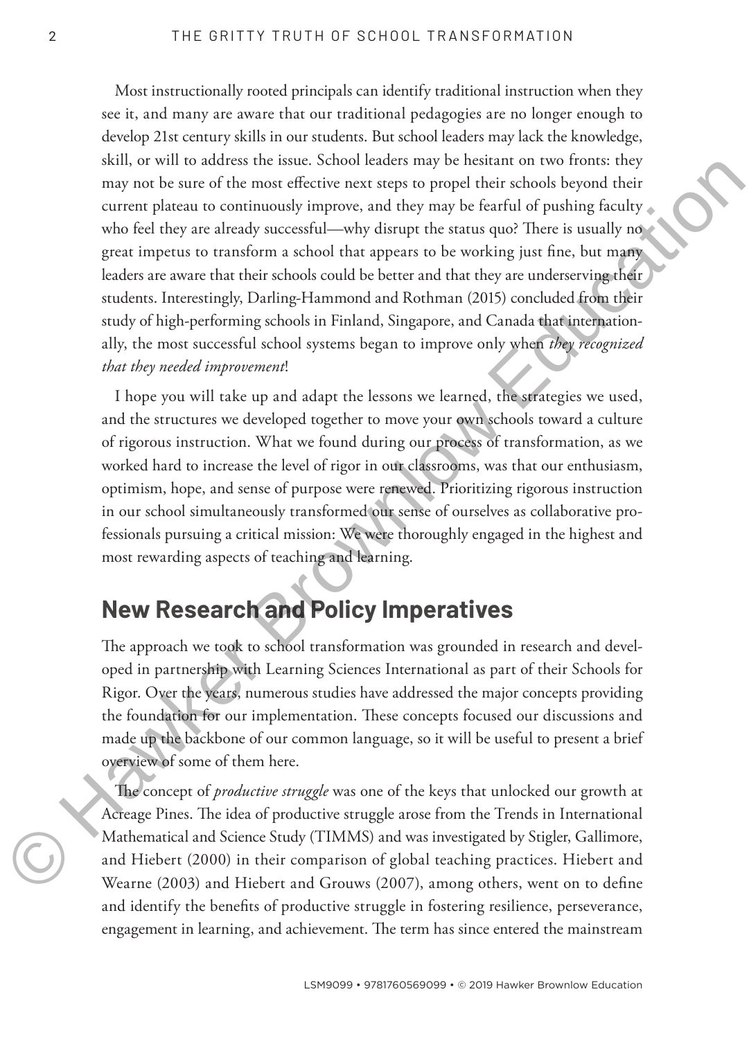Most instructionally rooted principals can identify traditional instruction when they see it, and many are aware that our traditional pedagogies are no longer enough to develop 21st century skills in our students. But school leaders may lack the knowledge, skill, or will to address the issue. School leaders may be hesitant on two fronts: they may not be sure of the most effective next steps to propel their schools beyond their current plateau to continuously improve, and they may be fearful of pushing faculty who feel they are already successful—why disrupt the status quo? There is usually no great impetus to transform a school that appears to be working just fine, but many leaders are aware that their schools could be better and that they are underserving their students. Interestingly, Darling-Hammond and Rothman (2015) concluded from their study of high-performing schools in Finland, Singapore, and Canada that internationally, the most successful school systems began to improve only when *they recognized that they needed improvement*!

I hope you will take up and adapt the lessons we learned, the strategies we used, and the structures we developed together to move your own schools toward a culture of rigorous instruction. What we found during our process of transformation, as we worked hard to increase the level of rigor in our classrooms, was that our enthusiasm, optimism, hope, and sense of purpose were renewed. Prioritizing rigorous instruction in our school simultaneously transformed our sense of ourselves as collaborative professionals pursuing a critical mission: We were thoroughly engaged in the highest and most rewarding aspects of teaching and learning.

## New Research and Policy Imperatives

The approach we took to school transformation was grounded in research and developed in partnership with Learning Sciences International as part of their Schools for Rigor. Over the years, numerous studies have addressed the major concepts providing the foundation for our implementation. These concepts focused our discussions and made up the backbone of our common language, so it will be useful to present a brief overview of some of them here.

The concept of *productive struggle* was one of the keys that unlocked our growth at Acreage Pines. The idea of productive struggle arose from the Trends in International Mathematical and Science Study (TIMMS) and was investigated by Stigler, Gallimore, and Hiebert (2000) in their comparison of global teaching practices. Hiebert and Wearne (2003) and Hiebert and Grouws (2007), among others, went on to define and identify the benefits of productive struggle in fostering resilience, perseverance, engagement in learning, and achievement. The term has since entered the mainstream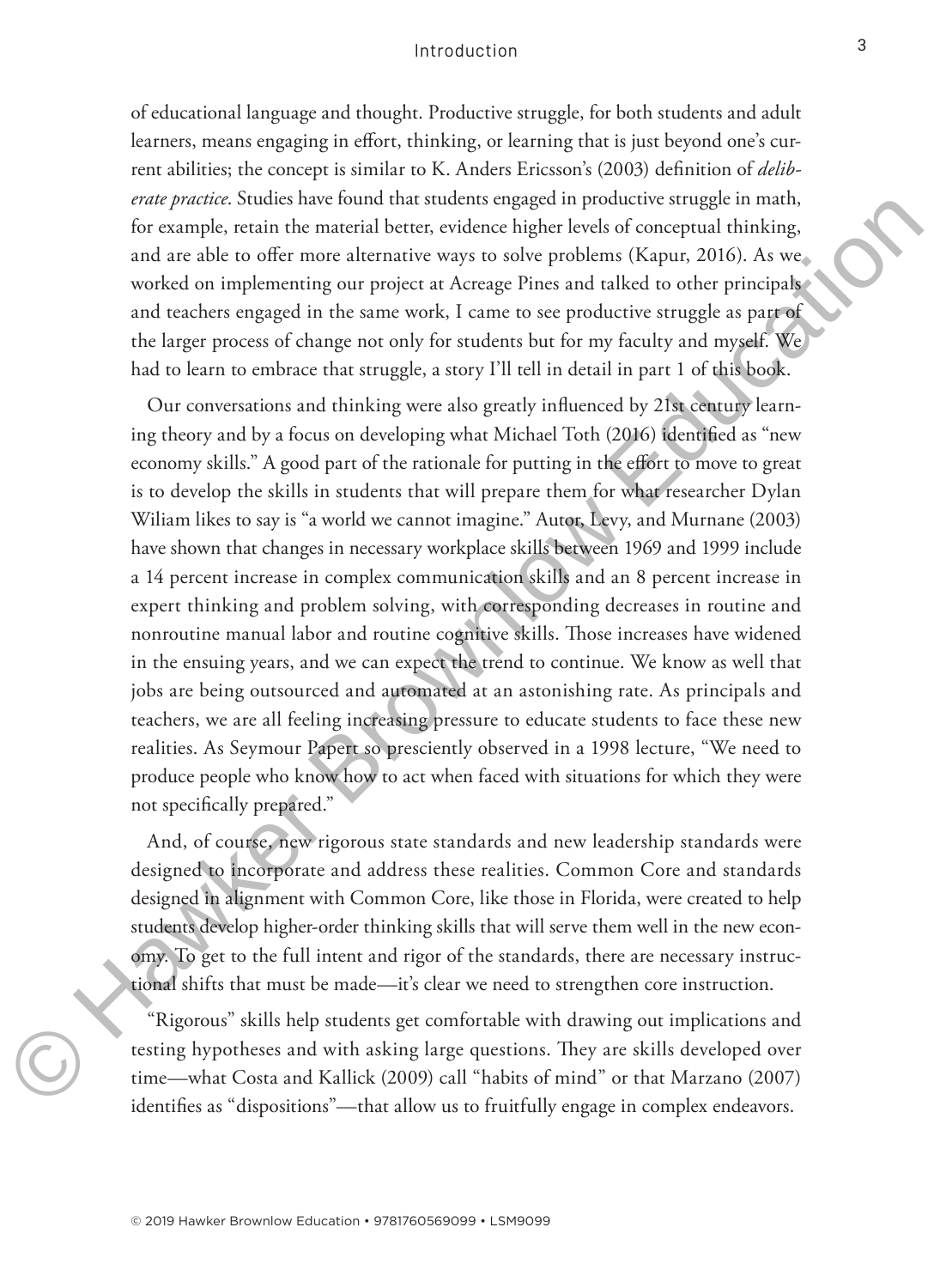of educational language and thought. Productive struggle, for both students and adult learners, means engaging in effort, thinking, or learning that is just beyond one's current abilities; the concept is similar to K. Anders Ericsson's (2003) definition of *deliberate practice*. Studies have found that students engaged in productive struggle in math, for example, retain the material better, evidence higher levels of conceptual thinking, and are able to offer more alternative ways to solve problems (Kapur, 2016). As we worked on implementing our project at Acreage Pines and talked to other principals and teachers engaged in the same work, I came to see productive struggle as part of the larger process of change not only for students but for my faculty and myself. We had to learn to embrace that struggle, a story I'll tell in detail in part 1 of this book.

Our conversations and thinking were also greatly influenced by 21st century learning theory and by a focus on developing what Michael Toth (2016) identified as "new economy skills." A good part of the rationale for putting in the effort to move to great is to develop the skills in students that will prepare them for what researcher Dylan Wiliam likes to say is "a world we cannot imagine." Autor, Levy, and Murnane (2003) have shown that changes in necessary workplace skills between 1969 and 1999 include a 14 percent increase in complex communication skills and an 8 percent increase in expert thinking and problem solving, with corresponding decreases in routine and nonroutine manual labor and routine cognitive skills. Those increases have widened in the ensuing years, and we can expect the trend to continue. We know as well that jobs are being outsourced and automated at an astonishing rate. As principals and teachers, we are all feeling increasing pressure to educate students to face these new realities. As Seymour Papert so presciently observed in a 1998 lecture, "We need to produce people who know how to act when faced with situations for which they were not specifically prepared."

And, of course, new rigorous state standards and new leadership standards were designed to incorporate and address these realities. Common Core and standards designed in alignment with Common Core, like those in Florida, were created to help students develop higher-order thinking skills that will serve them well in the new economy. To get to the full intent and rigor of the standards, there are necessary instructional shifts that must be made—it's clear we need to strengthen core instruction.

"Rigorous" skills help students get comfortable with drawing out implications and testing hypotheses and with asking large questions. They are skills developed over time—what Costa and Kallick (2009) call "habits of mind" or that Marzano (2007) identifies as "dispositions"—that allow us to fruitfully engage in complex endeavors.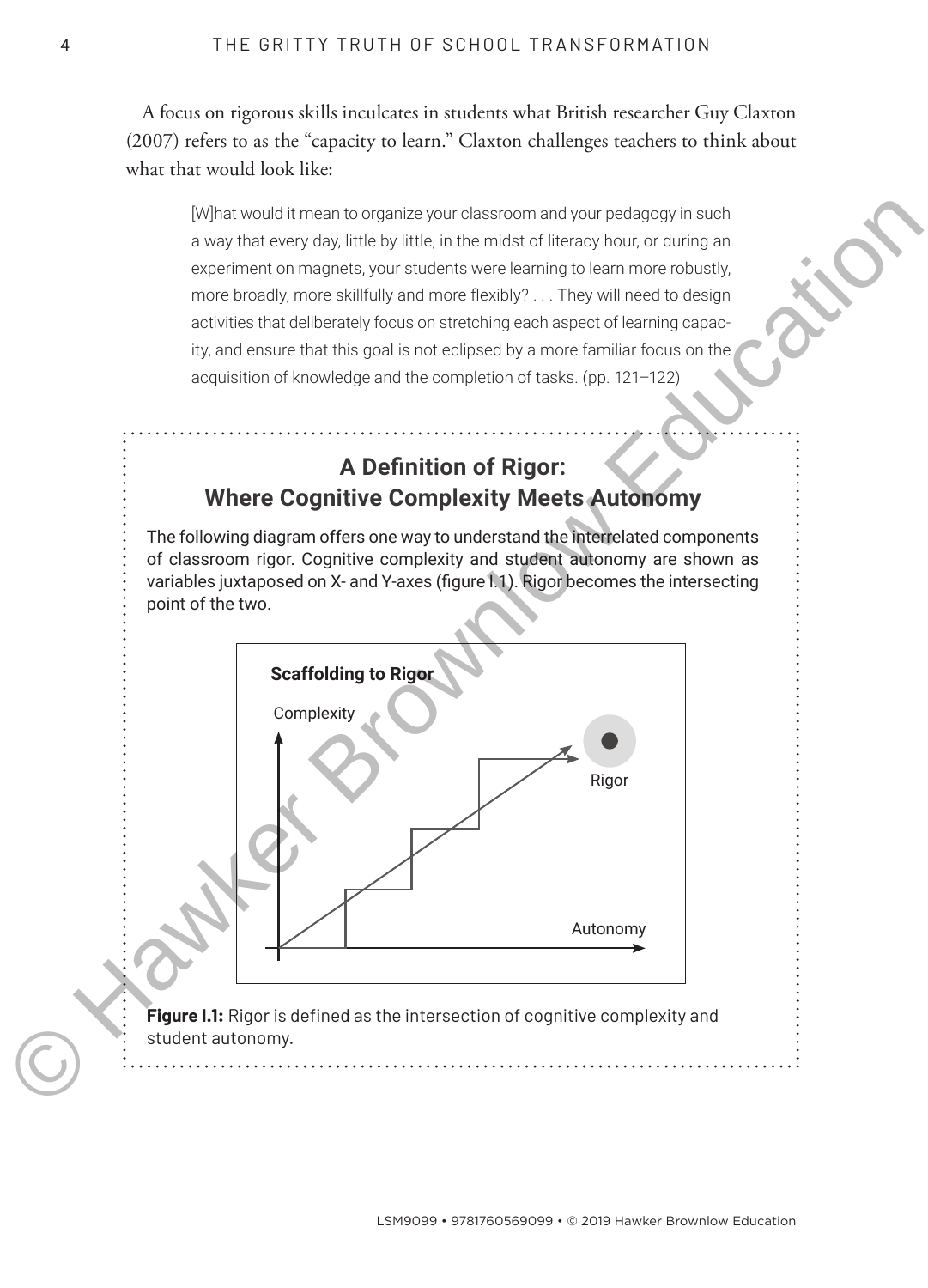A focus on rigorous skills inculcates in students what British researcher Guy Claxton (2007) refers to as the "capacity to learn." Claxton challenges teachers to think about what that would look like:

> [W]hat would it mean to organize your classroom and your pedagogy in such a way that every day, little by little, in the midst of literacy hour, or during an experiment on magnets, your students were learning to learn more robustly, more broadly, more skillfully and more flexibly? . . . They will need to design activities that deliberately focus on stretching each aspect of learning capacity, and ensure that this goal is not eclipsed by a more familiar focus on the acquisition of knowledge and the completion of tasks. (pp. 121–122)

## A Definition of Rigor: Where Cognitive Complexity Meets Autonomy

The following diagram offers one way to understand the interrelated components of classroom rigor. Cognitive complexity and student autonomy are shown as variables juxtaposed on X- and Y-axes (figure I.1). Rigor becomes the intersecting point of the two.

**Scaffolding to Rigor**

Complexity

Rigor

Autonomy

**Figure I.1:** Rigor is defined as the intersection of cognitive complexity and student autonomy.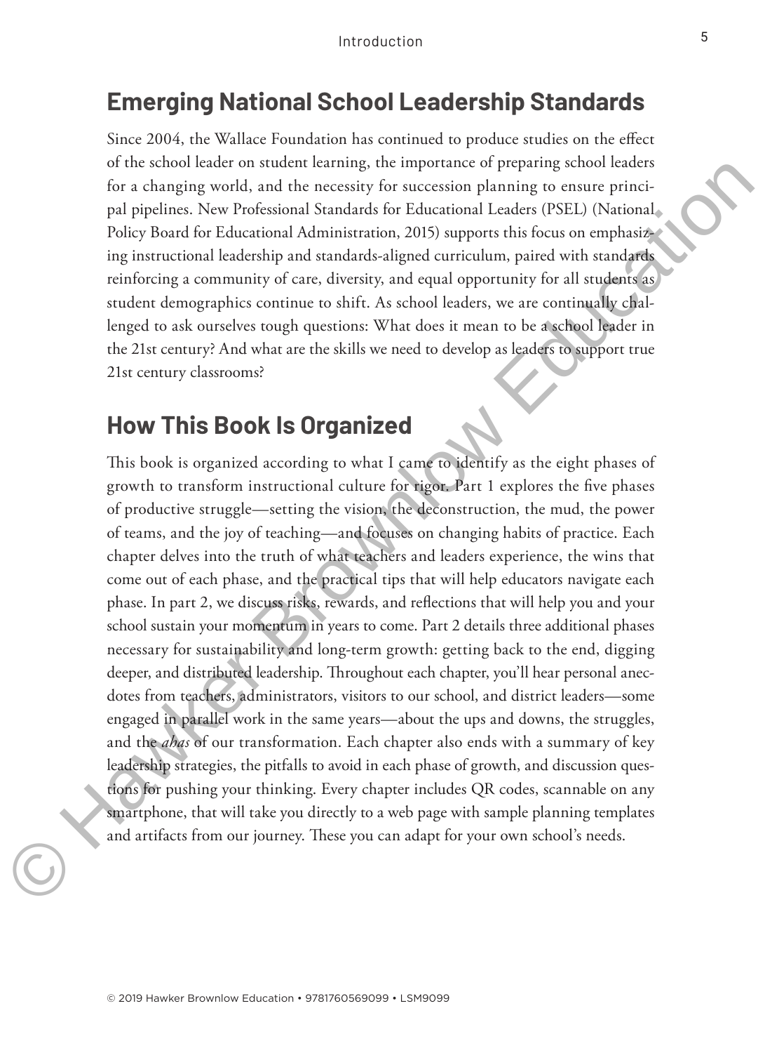## Emerging National School Leadership Standards

Since 2004, the Wallace Foundation has continued to produce studies on the effect of the school leader on student learning, the importance of preparing school leaders for a changing world, and the necessity for succession planning to ensure principal pipelines. New Professional Standards for Educational Leaders (PSEL) (National Policy Board for Educational Administration, 2015) supports this focus on emphasizing instructional leadership and standards-aligned curriculum, paired with standards reinforcing a community of care, diversity, and equal opportunity for all students as student demographics continue to shift. As school leaders, we are continually challenged to ask ourselves tough questions: What does it mean to be a school leader in the 21st century? And what are the skills we need to develop as leaders to support true 21st century classrooms?

## How This Book Is Organized

This book is organized according to what I came to identify as the eight phases of growth to transform instructional culture for rigor. Part 1 explores the five phases of productive struggle—setting the vision, the deconstruction, the mud, the power of teams, and the joy of teaching—and focuses on changing habits of practice. Each chapter delves into the truth of what teachers and leaders experience, the wins that come out of each phase, and the practical tips that will help educators navigate each phase. In part 2, we discuss risks, rewards, and reflections that will help you and your school sustain your momentum in years to come. Part 2 details three additional phases necessary for sustainability and long-term growth: getting back to the end, digging deeper, and distributed leadership. Throughout each chapter, you'll hear personal anecdotes from teachers, administrators, visitors to our school, and district leaders—some engaged in parallel work in the same years—about the ups and downs, the struggles, and the *ahas* of our transformation. Each chapter also ends with a summary of key leadership strategies, the pitfalls to avoid in each phase of growth, and discussion questions for pushing your thinking. Every chapter includes QR codes, scannable on any smartphone, that will take you directly to a web page with sample planning templates and artifacts from our journey. These you can adapt for your own school's needs.